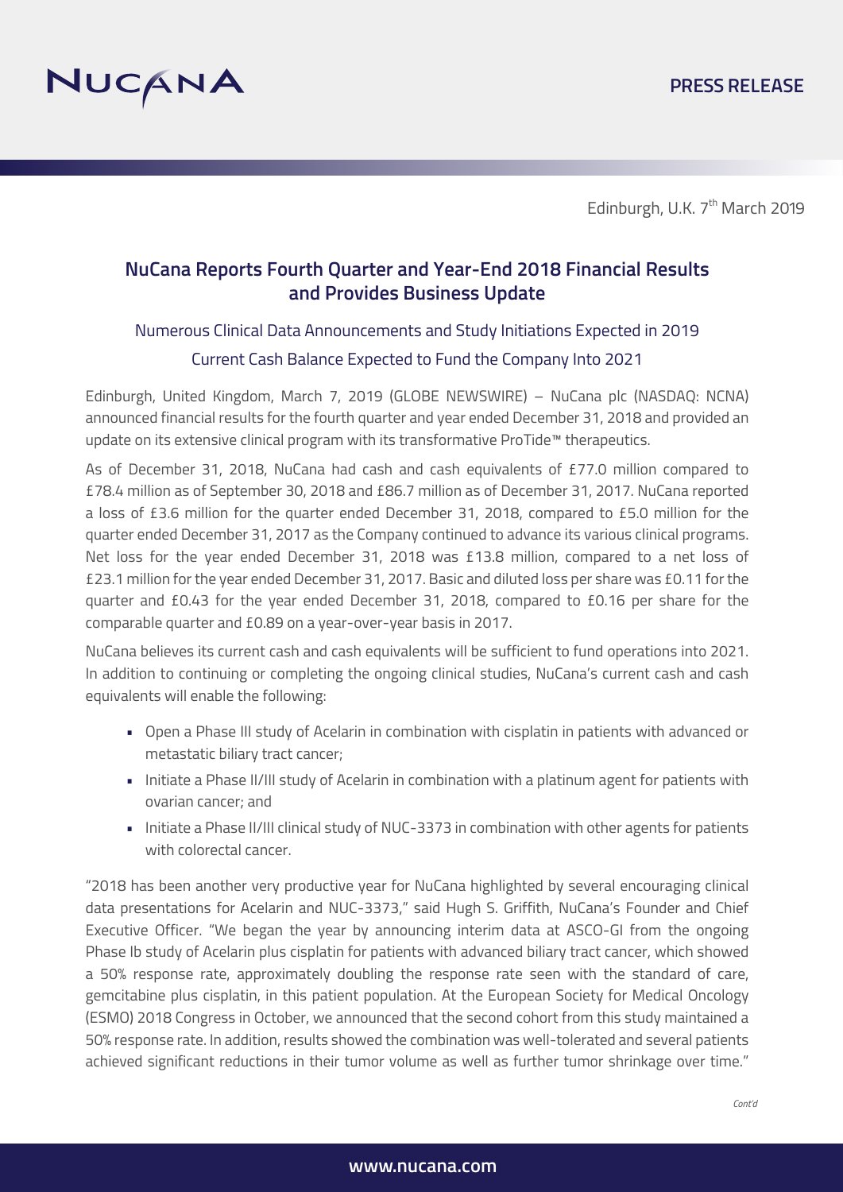Edinburgh, U.K. 7th March 2019

# NuCana Reports Fourth Quarter and Year-End 2018 Financial Results and Provides Business Update

## Numerous Clinical Data Announcements and Study Initiations Expected in 2019

## Current Cash Balance Expected to Fund the Company Into 2021

Edinburgh, United Kingdom, March 7, 2019 (GLOBE NEWSWIRE) – NuCana plc (NASDAQ: NCNA) announced financial results for the fourth quarter and year ended December 31, 2018 and provided an update on its extensive clinical program with its transformative ProTide™ therapeutics.

As of December 31, 2018, NuCana had cash and cash equivalents of £77.0 million compared to £78.4 million as of September 30, 2018 and £86.7 million as of December 31, 2017. NuCana reported a loss of £3.6 million for the quarter ended December 31, 2018, compared to £5.0 million for the quarter ended December 31, 2017 as the Company continued to advance its various clinical programs. Net loss for the year ended December 31, 2018 was £13.8 million, compared to a net loss of £23.1 million for the year ended December 31, 2017. Basic and diluted loss per share was £0.11 for the quarter and £0.43 for the year ended December 31, 2018, compared to £0.16 per share for the comparable quarter and £0.89 on a year-over-year basis in 2017.

NuCana believes its current cash and cash equivalents will be sufficient to fund operations into 2021. In addition to continuing or completing the ongoing clinical studies, NuCana's current cash and cash equivalents will enable the following:

- Open a Phase III study of Acelarin in combination with cisplatin in patients with advanced or metastatic biliary tract cancer;
- Initiate a Phase II/III study of Acelarin in combination with a platinum agent for patients with ovarian cancer; and
- Initiate a Phase II/III clinical study of NUC-3373 in combination with other agents for patients with colorectal cancer.

"2018 has been another very productive year for NuCana highlighted by several encouraging clinical data presentations for Acelarin and NUC-3373," said Hugh S. Griffith, NuCana's Founder and Chief Executive Officer. "We began the year by announcing interim data at ASCO-GI from the ongoing Phase Ib study of Acelarin plus cisplatin for patients with advanced biliary tract cancer, which showed a 50% response rate, approximately doubling the response rate seen with the standard of care, gemcitabine plus cisplatin, in this patient population. At the European Society for Medical Oncology (ESMO) 2018 Congress in October, we announced that the second cohort from this study maintained a 50% response rate. In addition, results showed the combination was well-tolerated and several patients achieved significant reductions in their tumor volume as well as further tumor shrinkage over time."

*Cont'd*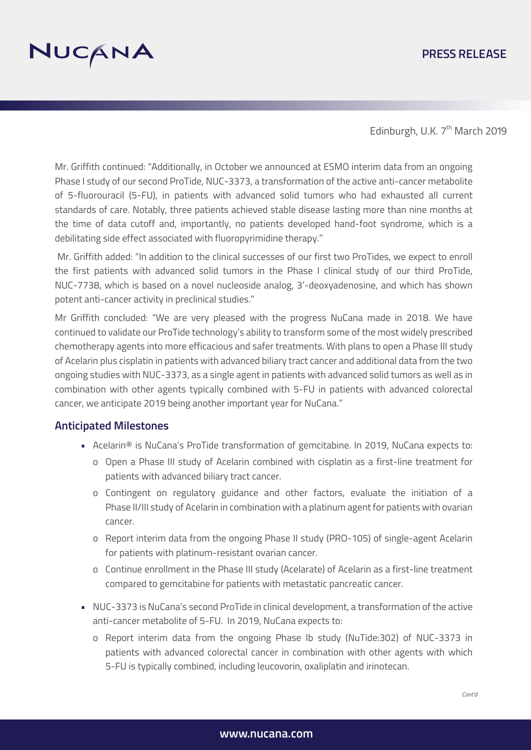Edinburgh, U.K. 7th March 2019

Mr. Griffith continued: "Additionally, in October we announced at ESMO interim data from an ongoing Phase I study of our second ProTide, NUC-3373, a transformation of the active anti-cancer metabolite of 5-fluorouracil (5-FU), in patients with advanced solid tumors who had exhausted all current standards of care. Notably, three patients achieved stable disease lasting more than nine months at the time of data cutoff and, importantly, no patients developed hand-foot syndrome, which is a debilitating side effect associated with fluoropyrimidine therapy."

Mr. Griffith added: "In addition to the clinical successes of our first two ProTides, we expect to enroll the first patients with advanced solid tumors in the Phase I clinical study of our third ProTide, NUC-7738, which is based on a novel nucleoside analog, 3'-deoxyadenosine, and which has shown potent anti-cancer activity in preclinical studies."

Mr Griffith concluded: "We are very pleased with the progress NuCana made in 2018. We have continued to validate our ProTide technology's ability to transform some of the most widely prescribed chemotherapy agents into more efficacious and safer treatments. With plans to open a Phase III study of Acelarin plus cisplatin in patients with advanced biliary tract cancer and additional data from the two ongoing studies with NUC-3373, as a single agent in patients with advanced solid tumors as well as in combination with other agents typically combined with 5-FU in patients with advanced colorectal cancer, we anticipate 2019 being another important year for NuCana."

## Anticipated Milestones

- Acelarin® is NuCana's ProTide transformation of gemcitabine. In 2019, NuCana expects to:
  - Open a Phase III study of Acelarin combined with cisplatin as a first-line treatment for patients with advanced biliary tract cancer.
  - Contingent on regulatory guidance and other factors, evaluate the initiation of a Phase II/III study of Acelarin in combination with a platinum agent for patients with ovarian cancer.
  - Report interim data from the ongoing Phase II study (PRO-105) of single-agent Acelarin for patients with platinum-resistant ovarian cancer.
  - Continue enrollment in the Phase III study (Acelarate) of Acelarin as a first-line treatment compared to gemcitabine for patients with metastatic pancreatic cancer.
- NUC-3373 is NuCana's second ProTide in clinical development, a transformation of the active anti-cancer metabolite of 5-FU. In 2019, NuCana expects to:
  - Report interim data from the ongoing Phase Ib study (NuTide:302) of NUC-3373 in patients with advanced colorectal cancer in combination with other agents with which 5-FU is typically combined, including leucovorin, oxaliplatin and irinotecan.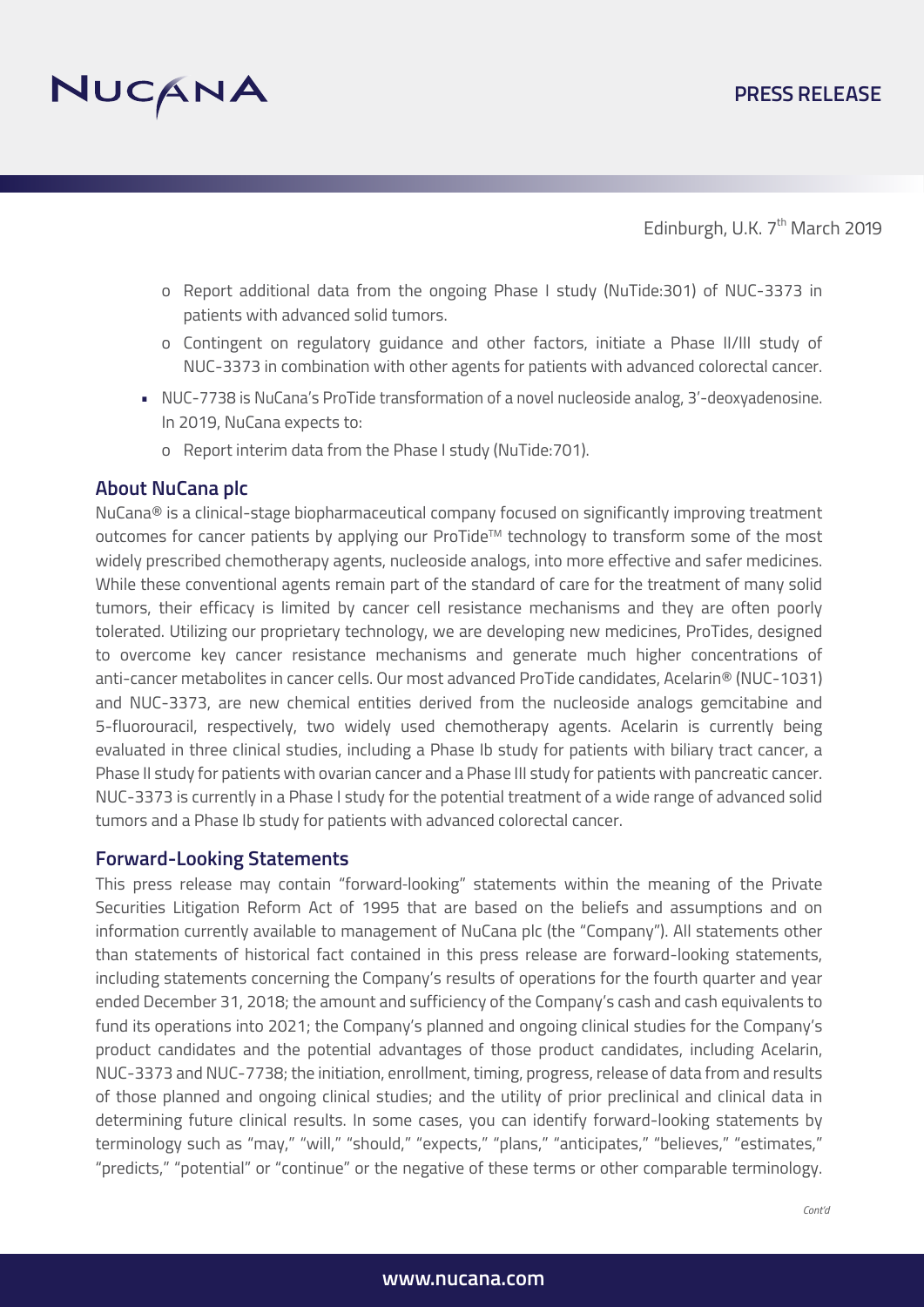Edinburgh, U.K. 7th March 2019

  - Report additional data from the ongoing Phase I study (NuTide:301) of NUC-3373 in patients with advanced solid tumors.
  - Contingent on regulatory guidance and other factors, initiate a Phase II/III study of NUC-3373 in combination with other agents for patients with advanced colorectal cancer.
- NUC-7738 is NuCana's ProTide transformation of a novel nucleoside analog, 3'-deoxyadenosine. In 2019, NuCana expects to:
  - Report interim data from the Phase I study (NuTide:701).

## About NuCana plc

NuCana® is a clinical-stage biopharmaceutical company focused on significantly improving treatment outcomes for cancer patients by applying our ProTide™ technology to transform some of the most widely prescribed chemotherapy agents, nucleoside analogs, into more effective and safer medicines. While these conventional agents remain part of the standard of care for the treatment of many solid tumors, their efficacy is limited by cancer cell resistance mechanisms and they are often poorly tolerated. Utilizing our proprietary technology, we are developing new medicines, ProTides, designed to overcome key cancer resistance mechanisms and generate much higher concentrations of anti-cancer metabolites in cancer cells. Our most advanced ProTide candidates, Acelarin® (NUC-1031) and NUC-3373, are new chemical entities derived from the nucleoside analogs gemcitabine and 5-fluorouracil, respectively, two widely used chemotherapy agents. Acelarin is currently being evaluated in three clinical studies, including a Phase Ib study for patients with biliary tract cancer, a Phase II study for patients with ovarian cancer and a Phase III study for patients with pancreatic cancer. NUC-3373 is currently in a Phase I study for the potential treatment of a wide range of advanced solid tumors and a Phase Ib study for patients with advanced colorectal cancer.

## Forward-Looking Statements

This press release may contain "forward-looking" statements within the meaning of the Private Securities Litigation Reform Act of 1995 that are based on the beliefs and assumptions and on information currently available to management of NuCana plc (the "Company"). All statements other than statements of historical fact contained in this press release are forward-looking statements, including statements concerning the Company's results of operations for the fourth quarter and year ended December 31, 2018; the amount and sufficiency of the Company's cash and cash equivalents to fund its operations into 2021; the Company's planned and ongoing clinical studies for the Company's product candidates and the potential advantages of those product candidates, including Acelarin, NUC-3373 and NUC-7738; the initiation, enrollment, timing, progress, release of data from and results of those planned and ongoing clinical studies; and the utility of prior preclinical and clinical data in determining future clinical results. In some cases, you can identify forward-looking statements by terminology such as "may," "will," "should," "expects," "plans," "anticipates," "believes," "estimates," "predicts," "potential" or "continue" or the negative of these terms or other comparable terminology.

*Cont'd*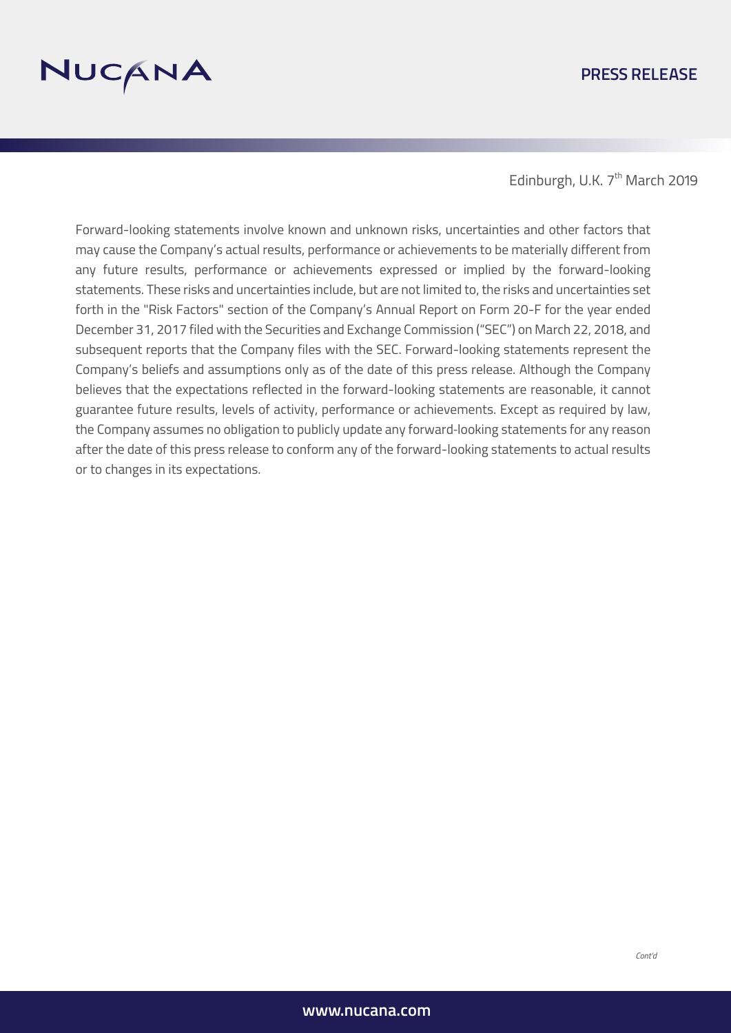Edinburgh, U.K. 7th March 2019

Forward-looking statements involve known and unknown risks, uncertainties and other factors that may cause the Company's actual results, performance or achievements to be materially different from any future results, performance or achievements expressed or implied by the forward-looking statements. These risks and uncertainties include, but are not limited to, the risks and uncertainties set forth in the "Risk Factors" section of the Company's Annual Report on Form 20-F for the year ended December 31, 2017 filed with the Securities and Exchange Commission ("SEC") on March 22, 2018, and subsequent reports that the Company files with the SEC. Forward-looking statements represent the Company's beliefs and assumptions only as of the date of this press release. Although the Company believes that the expectations reflected in the forward-looking statements are reasonable, it cannot guarantee future results, levels of activity, performance or achievements. Except as required by law, the Company assumes no obligation to publicly update any forward-looking statements for any reason after the date of this press release to conform any of the forward-looking statements to actual results or to changes in its expectations.

*Cont'd*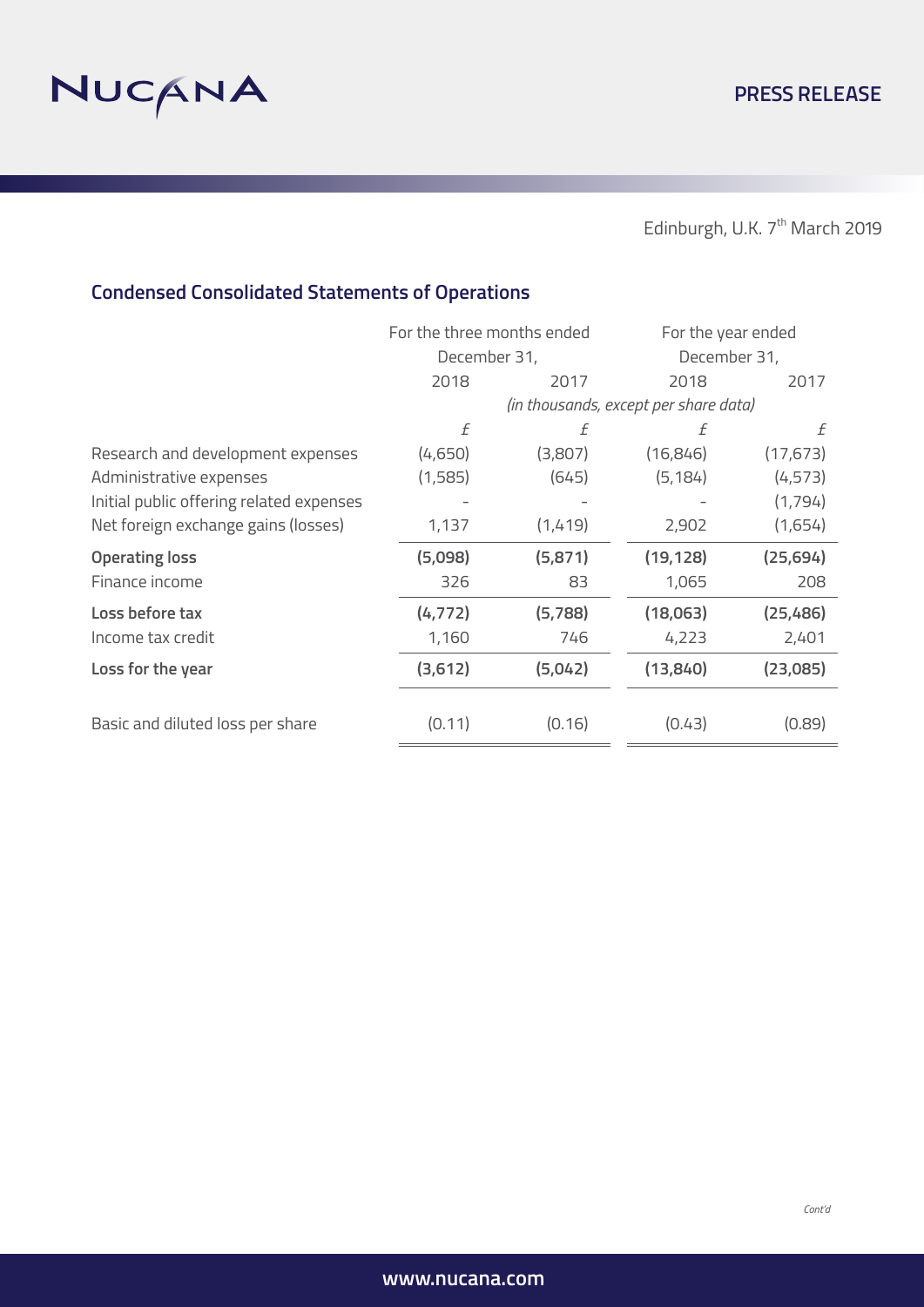Edinburgh, U.K. 7th March 2019

## Condensed Consolidated Statements of Operations

| | For the three months ended December 31, | | For the year ended December 31, | |
|---|---|---|---|---|
| | 2018 | 2017 | 2018 | 2017 |
| | *(in thousands, except per share data)* | | | |
| | £ | £ | £ | £ |
| Research and development expenses | (4,650) | (3,807) | (16,846) | (17,673) |
| Administrative expenses | (1,585) | (645) | (5,184) | (4,573) |
| Initial public offering related expenses | - | - | - | (1,794) |
| Net foreign exchange gains (losses) | 1,137 | (1,419) | 2,902 | (1,654) |
| **Operating loss** | **(5,098)** | **(5,871)** | **(19,128)** | **(25,694)** |
| Finance income | 326 | 83 | 1,065 | 208 |
| **Loss before tax** | **(4,772)** | **(5,788)** | **(18,063)** | **(25,486)** |
| Income tax credit | 1,160 | 746 | 4,223 | 2,401 |
| **Loss for the year** | **(3,612)** | **(5,042)** | **(13,840)** | **(23,085)** |
| Basic and diluted loss per share | (0.11) | (0.16) | (0.43) | (0.89) |

*Cont'd*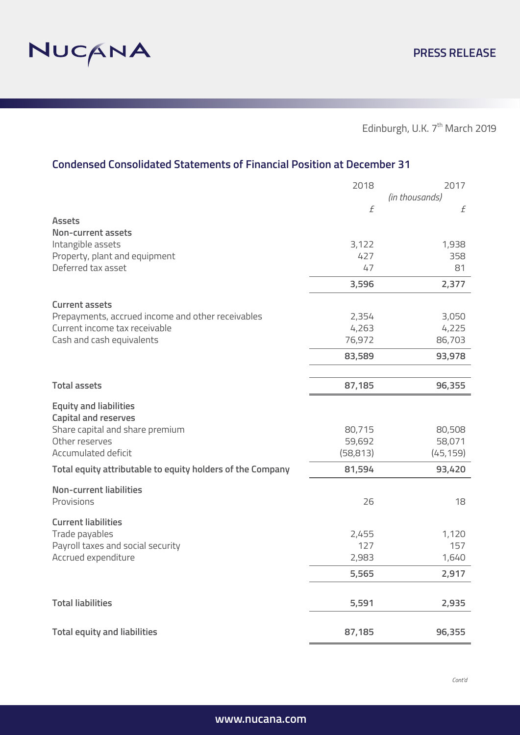Edinburgh, U.K. 7th March 2019

## Condensed Consolidated Statements of Financial Position at December 31

| | 2018 | 2017 |
|---|---|---|
| | *(in thousands)* | |
| | £ | £ |
| **Assets** | | |
| **Non-current assets** | | |
| Intangible assets | 3,122 | 1,938 |
| Property, plant and equipment | 427 | 358 |
| Deferred tax asset | 47 | 81 |
| | **3,596** | **2,377** |
| **Current assets** | | |
| Prepayments, accrued income and other receivables | 2,354 | 3,050 |
| Current income tax receivable | 4,263 | 4,225 |
| Cash and cash equivalents | 76,972 | 86,703 |
| | **83,589** | **93,978** |
| **Total assets** | **87,185** | **96,355** |
| **Equity and liabilities** | | |
| **Capital and reserves** | | |
| Share capital and share premium | 80,715 | 80,508 |
| Other reserves | 59,692 | 58,071 |
| Accumulated deficit | (58,813) | (45,159) |
| **Total equity attributable to equity holders of the Company** | **81,594** | **93,420** |
| **Non-current liabilities** | | |
| Provisions | 26 | 18 |
| **Current liabilities** | | |
| Trade payables | 2,455 | 1,120 |
| Payroll taxes and social security | 127 | 157 |
| Accrued expenditure | 2,983 | 1,640 |
| | **5,565** | **2,917** |
| **Total liabilities** | **5,591** | **2,935** |
| **Total equity and liabilities** | **87,185** | **96,355** |

*Cont'd*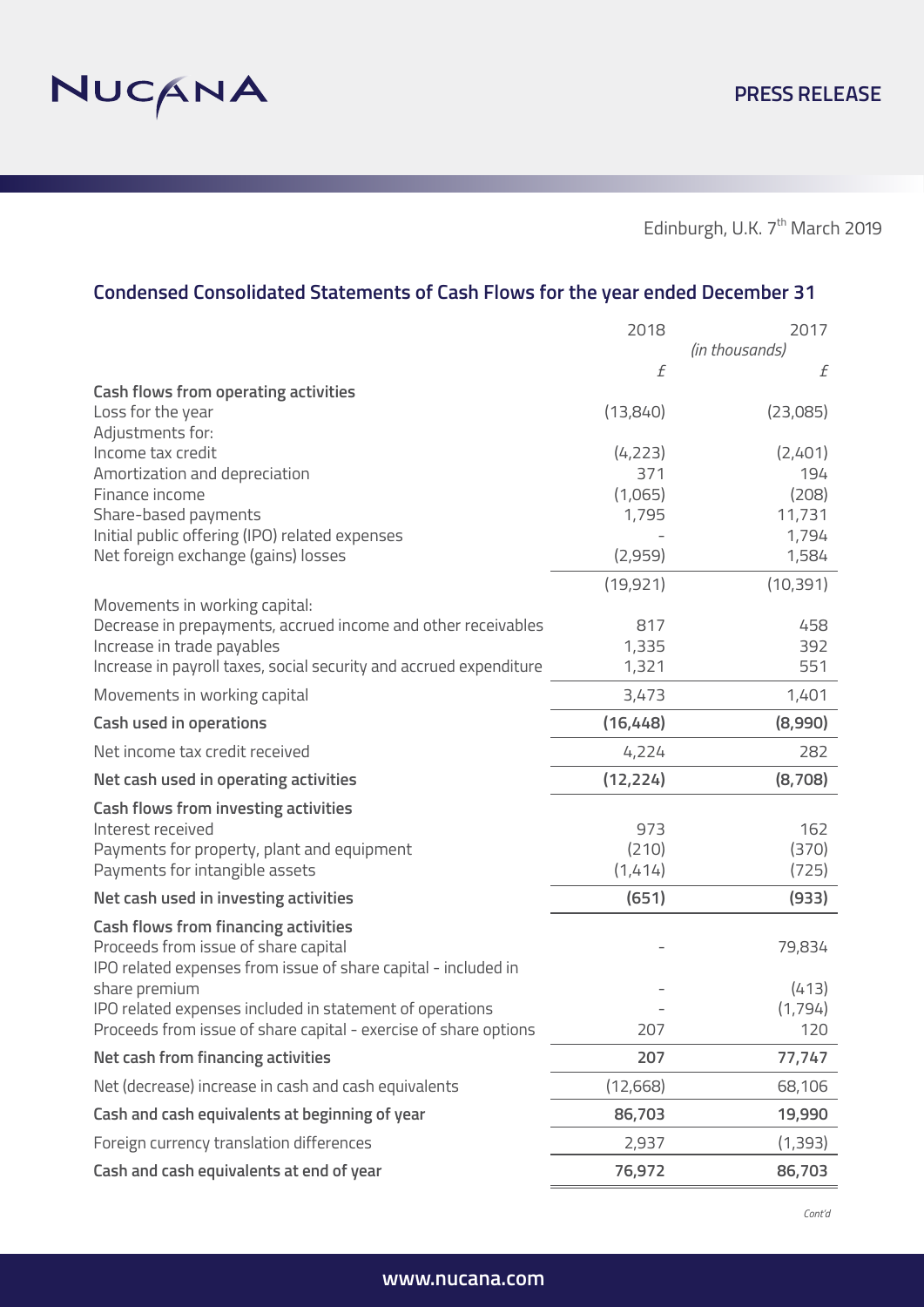Edinburgh, U.K. 7th March 2019

## Condensed Consolidated Statements of Cash Flows for the year ended December 31

| | 2018 | 2017 |
|---|---|---|
| | *(in thousands)* | |
| | £ | £ |
| **Cash flows from operating activities** | | |
| Loss for the year | (13,840) | (23,085) |
| Adjustments for: | | |
| Income tax credit | (4,223) | (2,401) |
| Amortization and depreciation | 371 | 194 |
| Finance income | (1,065) | (208) |
| Share-based payments | 1,795 | 11,731 |
| Initial public offering (IPO) related expenses | - | 1,794 |
| Net foreign exchange (gains) losses | (2,959) | 1,584 |
| | (19,921) | (10,391) |
| Movements in working capital: | | |
| Decrease in prepayments, accrued income and other receivables | 817 | 458 |
| Increase in trade payables | 1,335 | 392 |
| Increase in payroll taxes, social security and accrued expenditure | 1,321 | 551 |
| Movements in working capital | 3,473 | 1,401 |
| **Cash used in operations** | **(16,448)** | **(8,990)** |
| Net income tax credit received | 4,224 | 282 |
| **Net cash used in operating activities** | **(12,224)** | **(8,708)** |
| **Cash flows from investing activities** | | |
| Interest received | 973 | 162 |
| Payments for property, plant and equipment | (210) | (370) |
| Payments for intangible assets | (1,414) | (725) |
| **Net cash used in investing activities** | **(651)** | **(933)** |
| **Cash flows from financing activities** | | |
| Proceeds from issue of share capital | - | 79,834 |
| IPO related expenses from issue of share capital - included in share premium | - | (413) |
| IPO related expenses included in statement of operations | - | (1,794) |
| Proceeds from issue of share capital - exercise of share options | 207 | 120 |
| **Net cash from financing activities** | **207** | **77,747** |
| Net (decrease) increase in cash and cash equivalents | (12,668) | 68,106 |
| **Cash and cash equivalents at beginning of year** | **86,703** | **19,990** |
| Foreign currency translation differences | 2,937 | (1,393) |
| **Cash and cash equivalents at end of year** | **76,972** | **86,703** |

*Cont'd*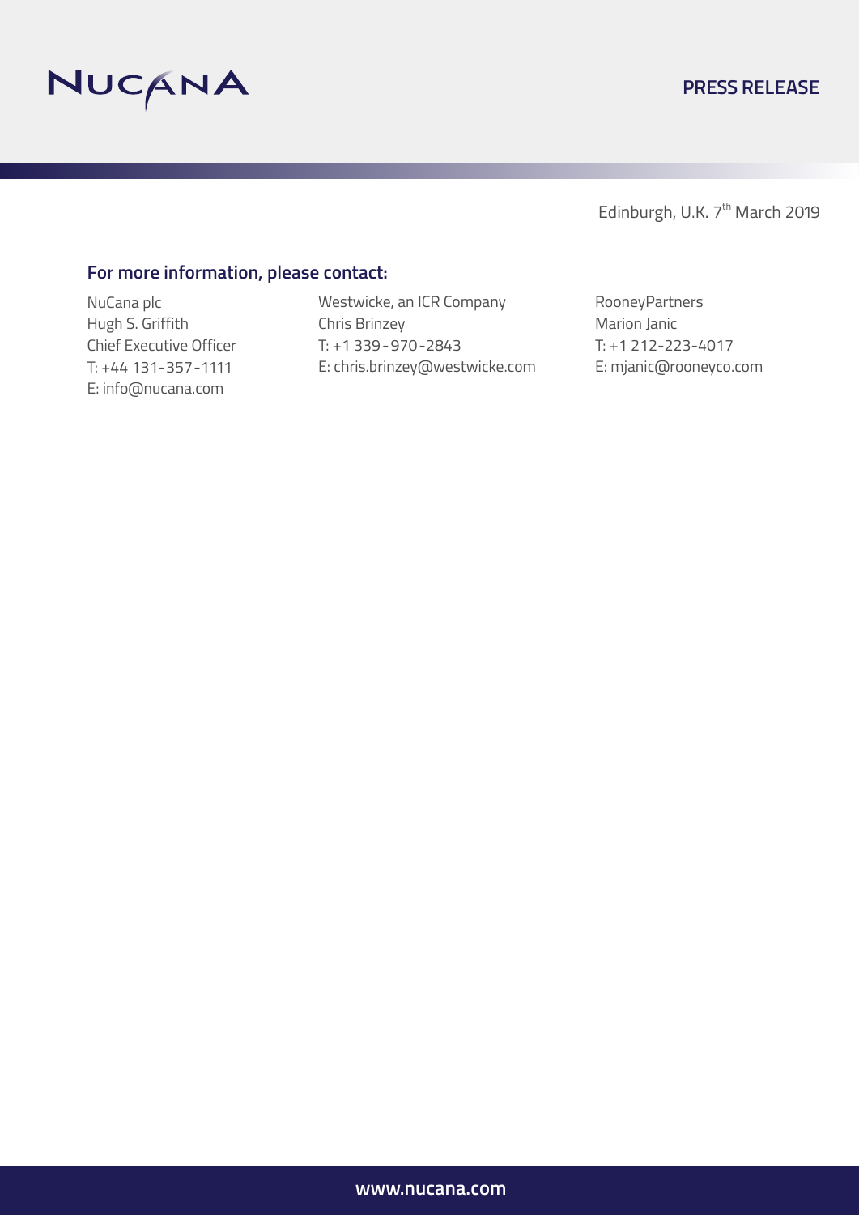Edinburgh, U.K. 7th March 2019

## For more information, please contact:

NuCana plc
Hugh S. Griffith
Chief Executive Officer
T: +44 131-357-1111
E: info@nucana.com

Westwicke, an ICR Company
Chris Brinzey
T: +1 339-970-2843
E: chris.brinzey@westwicke.com

RooneyPartners
Marion Janic
T: +1 212-223-4017
E: mjanic@rooneyco.com